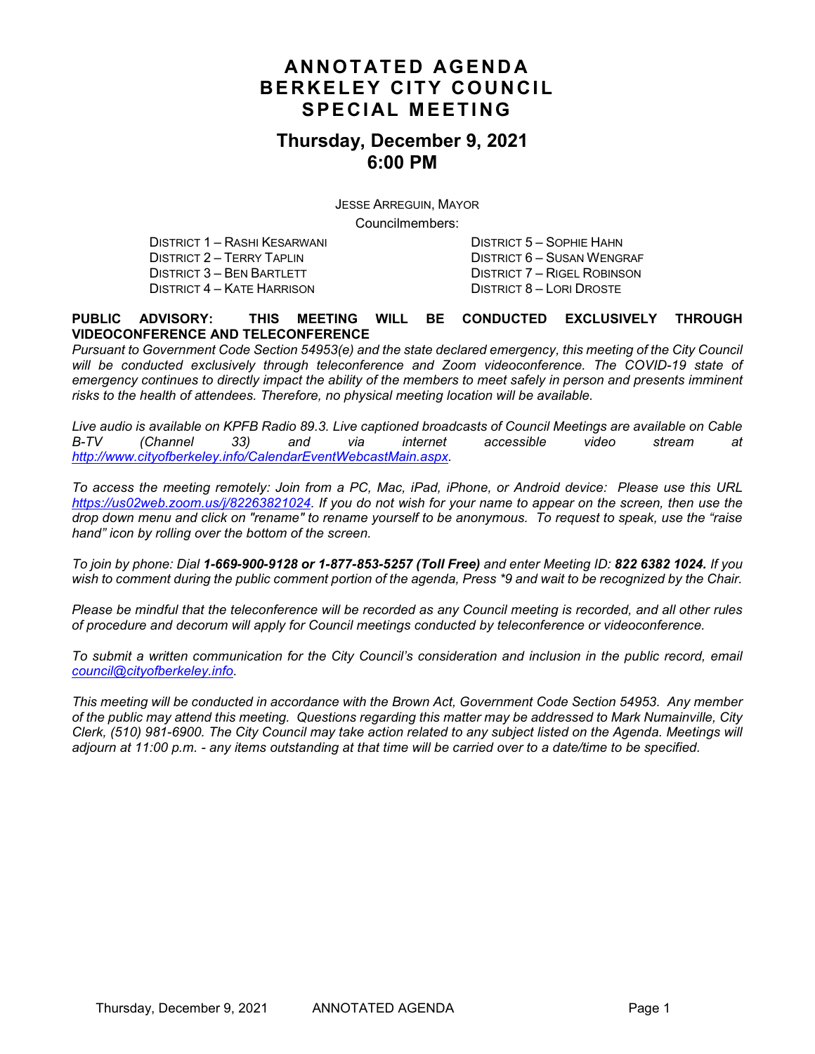# ANNOTATED AGENDA
# BERKELEY CITY COUNCIL
# SPECIAL MEETING

## Thursday, December 9, 2021
## 6:00 PM

JESSE ARREGUIN, MAYOR

Councilmembers:

DISTRICT 1 – RASHI KESARWANI
DISTRICT 2 – TERRY TAPLIN
DISTRICT 3 – BEN BARTLETT
DISTRICT 4 – KATE HARRISON
DISTRICT 5 – SOPHIE HAHN
DISTRICT 6 – SUSAN WENGRAF
DISTRICT 7 – RIGEL ROBINSON
DISTRICT 8 – LORI DROSTE

**PUBLIC ADVISORY: THIS MEETING WILL BE CONDUCTED EXCLUSIVELY THROUGH VIDEOCONFERENCE AND TELECONFERENCE**

*Pursuant to Government Code Section 54953(e) and the state declared emergency, this meeting of the City Council will be conducted exclusively through teleconference and Zoom videoconference. The COVID-19 state of emergency continues to directly impact the ability of the members to meet safely in person and presents imminent risks to the health of attendees. Therefore, no physical meeting location will be available.*

*Live audio is available on KPFB Radio 89.3. Live captioned broadcasts of Council Meetings are available on Cable B-TV (Channel 33) and via internet accessible video stream at http://www.cityofberkeley.info/CalendarEventWebcastMain.aspx.*

*To access the meeting remotely: Join from a PC, Mac, iPad, iPhone, or Android device: Please use this URL https://us02web.zoom.us/j/82263821024. If you do not wish for your name to appear on the screen, then use the drop down menu and click on "rename" to rename yourself to be anonymous. To request to speak, use the "raise hand" icon by rolling over the bottom of the screen.*

*To join by phone: Dial **1-669-900-9128 or 1-877-853-5257 (Toll Free)** and enter Meeting ID: **822 6382 1024.** If you wish to comment during the public comment portion of the agenda, Press *9 and wait to be recognized by the Chair.*

*Please be mindful that the teleconference will be recorded as any Council meeting is recorded, and all other rules of procedure and decorum will apply for Council meetings conducted by teleconference or videoconference.*

*To submit a written communication for the City Council's consideration and inclusion in the public record, email council@cityofberkeley.info.*

*This meeting will be conducted in accordance with the Brown Act, Government Code Section 54953. Any member of the public may attend this meeting. Questions regarding this matter may be addressed to Mark Numainville, City Clerk, (510) 981-6900. The City Council may take action related to any subject listed on the Agenda. Meetings will adjourn at 11:00 p.m. - any items outstanding at that time will be carried over to a date/time to be specified.*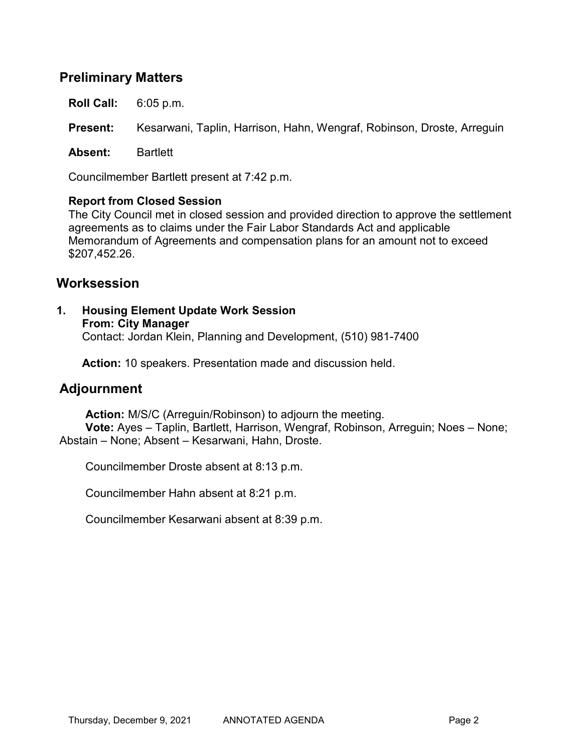## Preliminary Matters

**Roll Call:** 6:05 p.m.

**Present:** Kesarwani, Taplin, Harrison, Hahn, Wengraf, Robinson, Droste, Arreguin

**Absent:** Bartlett

Councilmember Bartlett present at 7:42 p.m.

**Report from Closed Session**

The City Council met in closed session and provided direction to approve the settlement agreements as to claims under the Fair Labor Standards Act and applicable Memorandum of Agreements and compensation plans for an amount not to exceed $207,452.26.

## Worksession

1. **Housing Element Update Work Session**
   **From: City Manager**
   Contact: Jordan Klein, Planning and Development, (510) 981-7400

   **Action:** 10 speakers. Presentation made and discussion held.

## Adjournment

**Action:** M/S/C (Arreguin/Robinson) to adjourn the meeting.
**Vote:** Ayes – Taplin, Bartlett, Harrison, Wengraf, Robinson, Arreguin; Noes – None; Abstain – None; Absent – Kesarwani, Hahn, Droste.

Councilmember Droste absent at 8:13 p.m.

Councilmember Hahn absent at 8:21 p.m.

Councilmember Kesarwani absent at 8:39 p.m.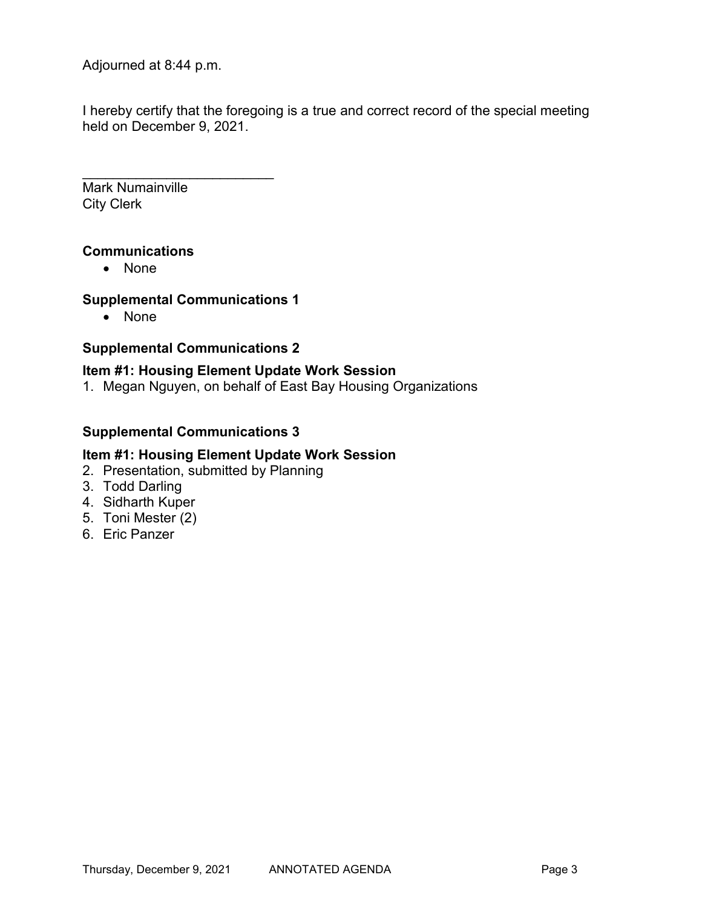Adjourned at 8:44 p.m.

I hereby certify that the foregoing is a true and correct record of the special meeting held on December 9, 2021.

__________________________

Mark Numainville
City Clerk

### Communications

- None

### Supplemental Communications 1

- None

### Supplemental Communications 2

### Item #1: Housing Element Update Work Session

1. Megan Nguyen, on behalf of East Bay Housing Organizations

### Supplemental Communications 3

### Item #1: Housing Element Update Work Session

2. Presentation, submitted by Planning
3. Todd Darling
4. Sidharth Kuper
5. Toni Mester (2)
6. Eric Panzer